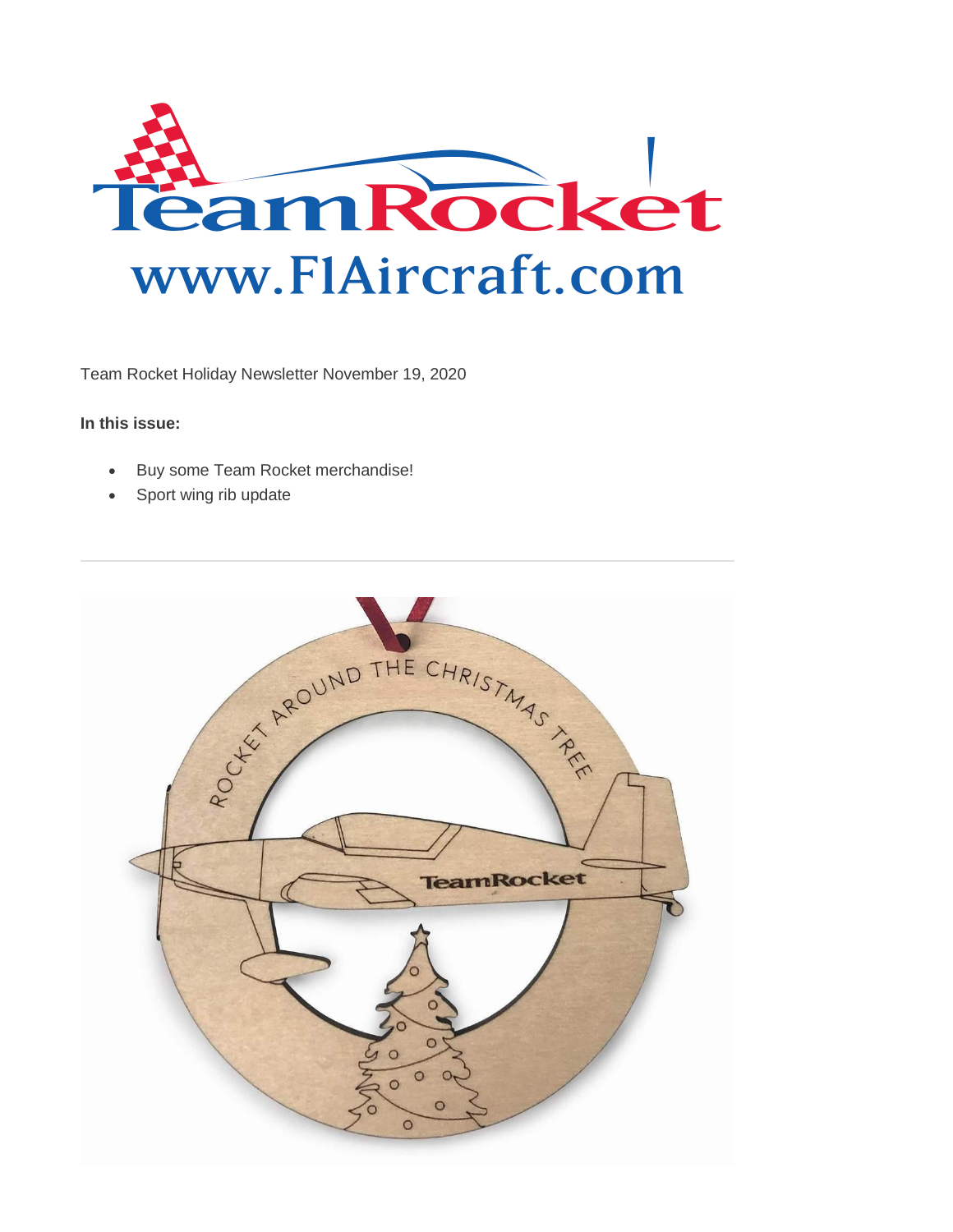Team Rocket Holiday Newsletter November 19, 2020

**In this issue:**

- Buy some Team Rocket merchandise!
- Sport wing rib update

---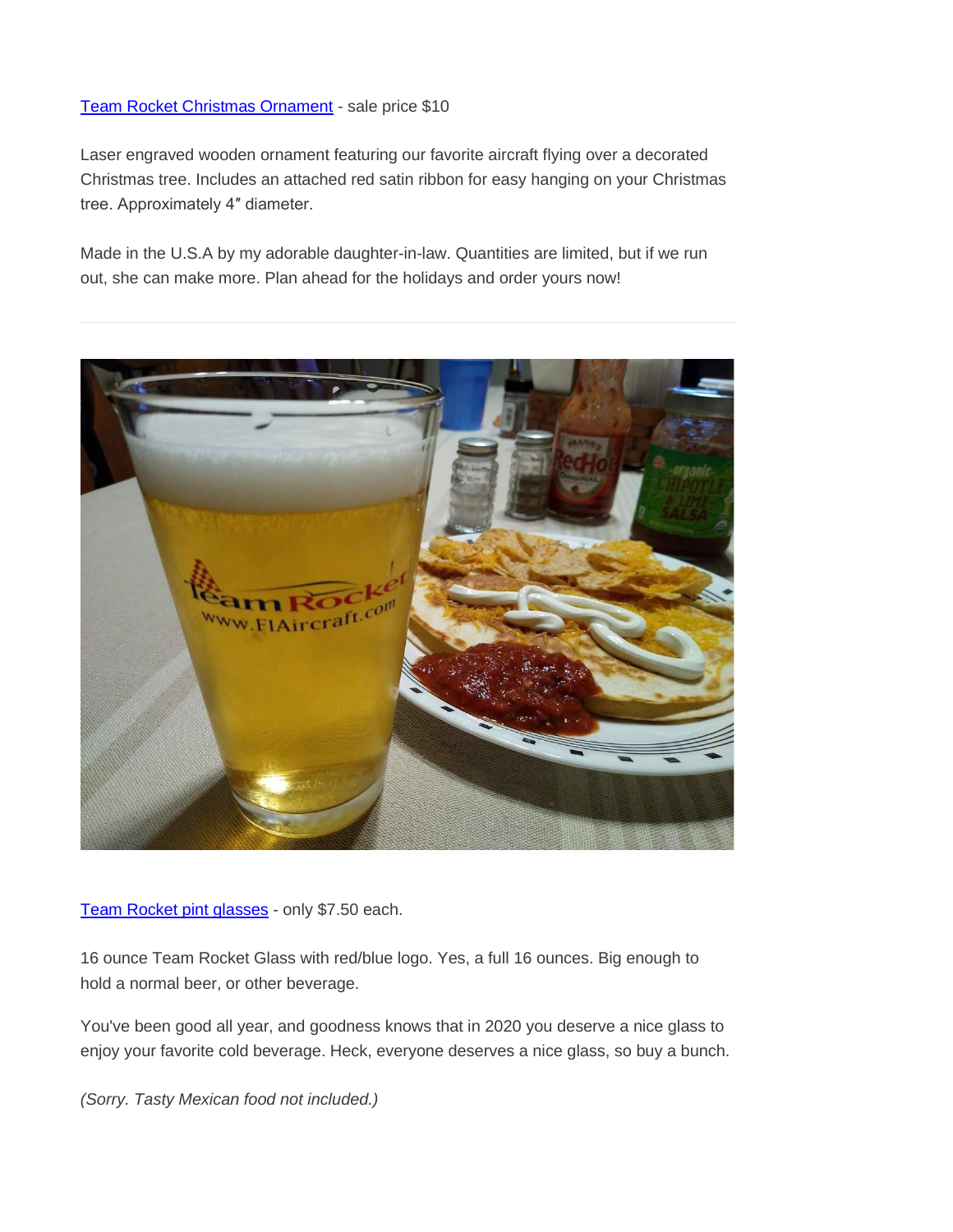[Team Rocket Christmas Ornament] - sale price $10

Laser engraved wooden ornament featuring our favorite aircraft flying over a decorated Christmas tree. Includes an attached red satin ribbon for easy hanging on your Christmas tree. Approximately 4″ diameter.

Made in the U.S.A by my adorable daughter-in-law. Quantities are limited, but if we run out, she can make more. Plan ahead for the holidays and order yours now!

---

[Team Rocket pint glasses] - only $7.50 each.

16 ounce Team Rocket Glass with red/blue logo. Yes, a full 16 ounces. Big enough to hold a normal beer, or other beverage.

You've been good all year, and goodness knows that in 2020 you deserve a nice glass to enjoy your favorite cold beverage. Heck, everyone deserves a nice glass, so buy a bunch.

*(Sorry. Tasty Mexican food not included.)*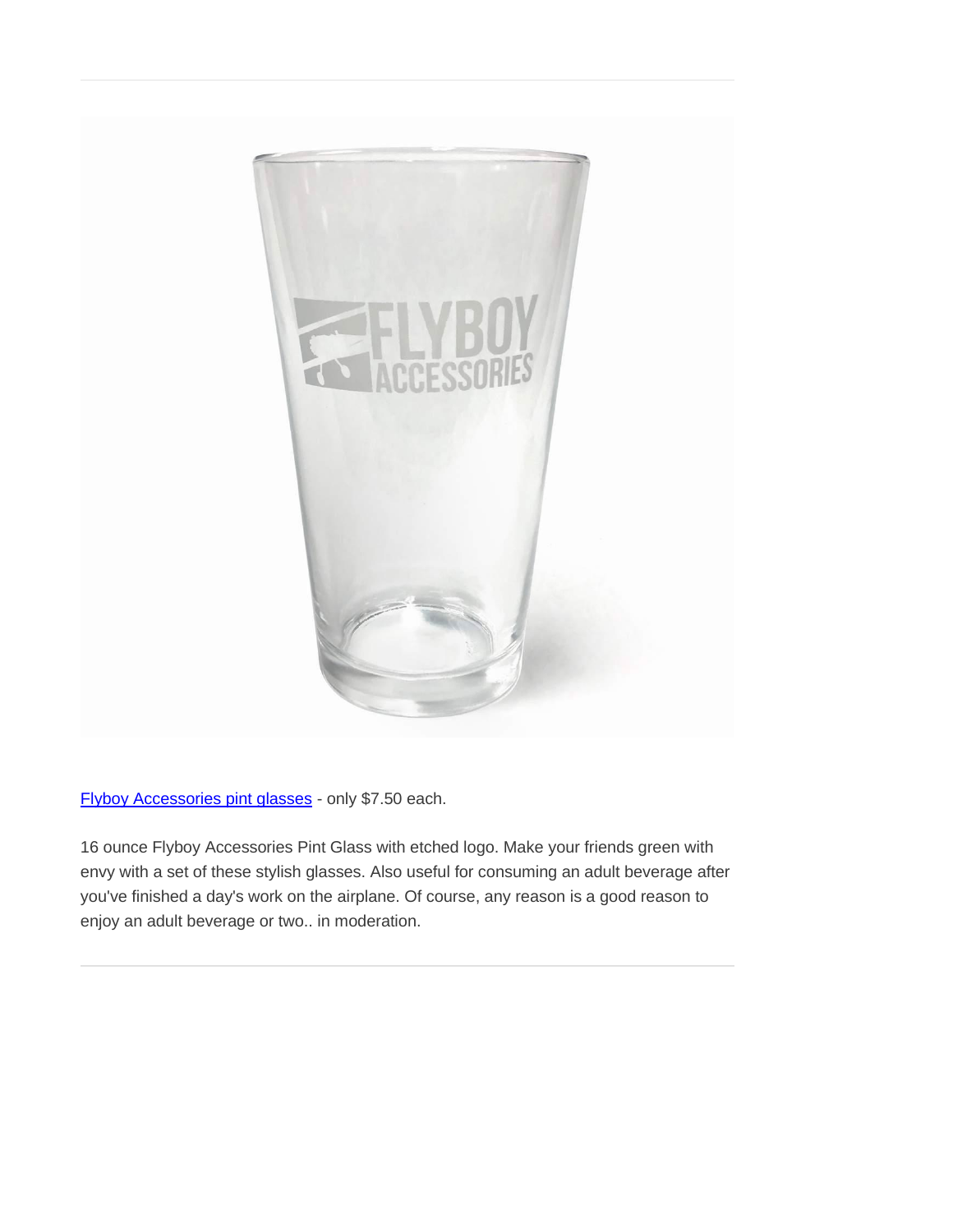[Flyboy Accessories pint glasses] - only $7.50 each.

16 ounce Flyboy Accessories Pint Glass with etched logo. Make your friends green with envy with a set of these stylish glasses. Also useful for consuming an adult beverage after you've finished a day's work on the airplane. Of course, any reason is a good reason to enjoy an adult beverage or two.. in moderation.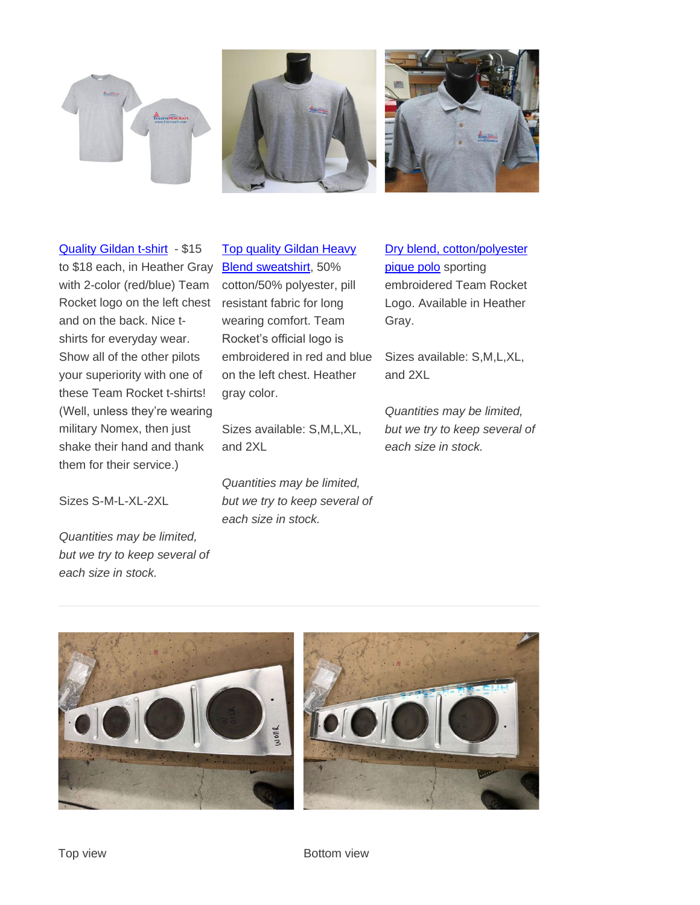[Quality Gildan t-shirt] - $15 to $18 each, in Heather Gray with 2-color (red/blue) Team Rocket logo on the left chest and on the back. Nice t-shirts for everyday wear. Show all of the other pilots your superiority with one of these Team Rocket t-shirts! (Well, unless they're wearing military Nomex, then just shake their hand and thank them for their service.)

Sizes S-M-L-XL-2XL

*Quantities may be limited, but we try to keep several of each size in stock.*

[Top quality Gildan Heavy Blend sweatshirt], 50% cotton/50% polyester, pill resistant fabric for long wearing comfort. Team Rocket's official logo is embroidered in red and blue on the left chest. Heather gray color.

Sizes available: S,M,L,XL, and 2XL

*Quantities may be limited, but we try to keep several of each size in stock.*

[Dry blend, cotton/polyester pique polo] sporting embroidered Team Rocket Logo. Available in Heather Gray.

Sizes available: S,M,L,XL, and 2XL

*Quantities may be limited, but we try to keep several of each size in stock.*

---

Top view

Bottom view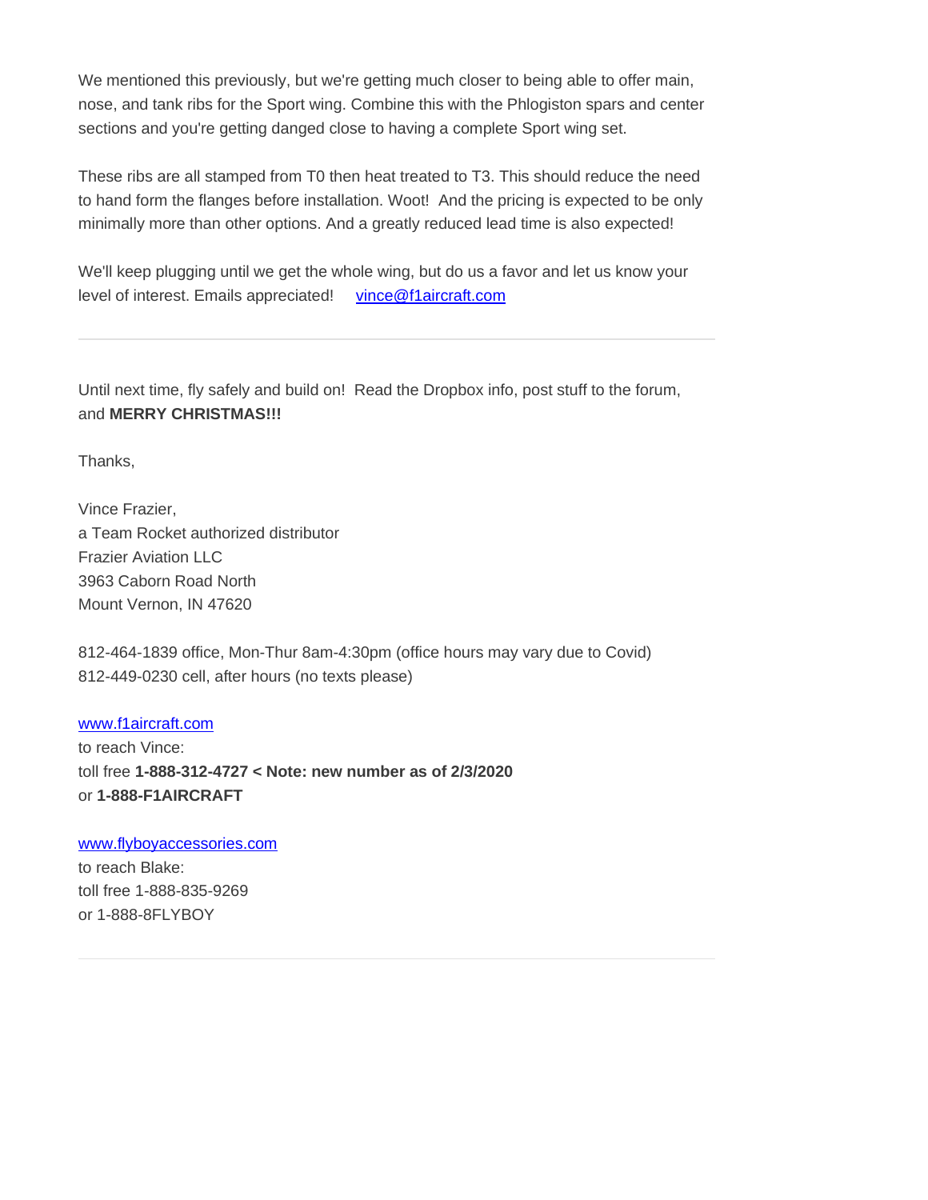We mentioned this previously, but we're getting much closer to being able to offer main, nose, and tank ribs for the Sport wing. Combine this with the Phlogiston spars and center sections and you're getting danged close to having a complete Sport wing set.

These ribs are all stamped from T0 then heat treated to T3. This should reduce the need to hand form the flanges before installation. Woot! And the pricing is expected to be only minimally more than other options. And a greatly reduced lead time is also expected!

We'll keep plugging until we get the whole wing, but do us a favor and let us know your level of interest. Emails appreciated! vince@f1aircraft.com

---

Until next time, fly safely and build on! Read the Dropbox info, post stuff to the forum, and **MERRY CHRISTMAS!!!**

Thanks,

Vince Frazier,
a Team Rocket authorized distributor
Frazier Aviation LLC
3963 Caborn Road North
Mount Vernon, IN 47620

812-464-1839 office, Mon-Thur 8am-4:30pm (office hours may vary due to Covid)
812-449-0230 cell, after hours (no texts please)

www.f1aircraft.com
to reach Vince:
toll free **1-888-312-4727 < Note: new number as of 2/3/2020**
or **1-888-F1AIRCRAFT**

www.flyboyaccessories.com
to reach Blake:
toll free 1-888-835-9269
or 1-888-8FLYBOY

---